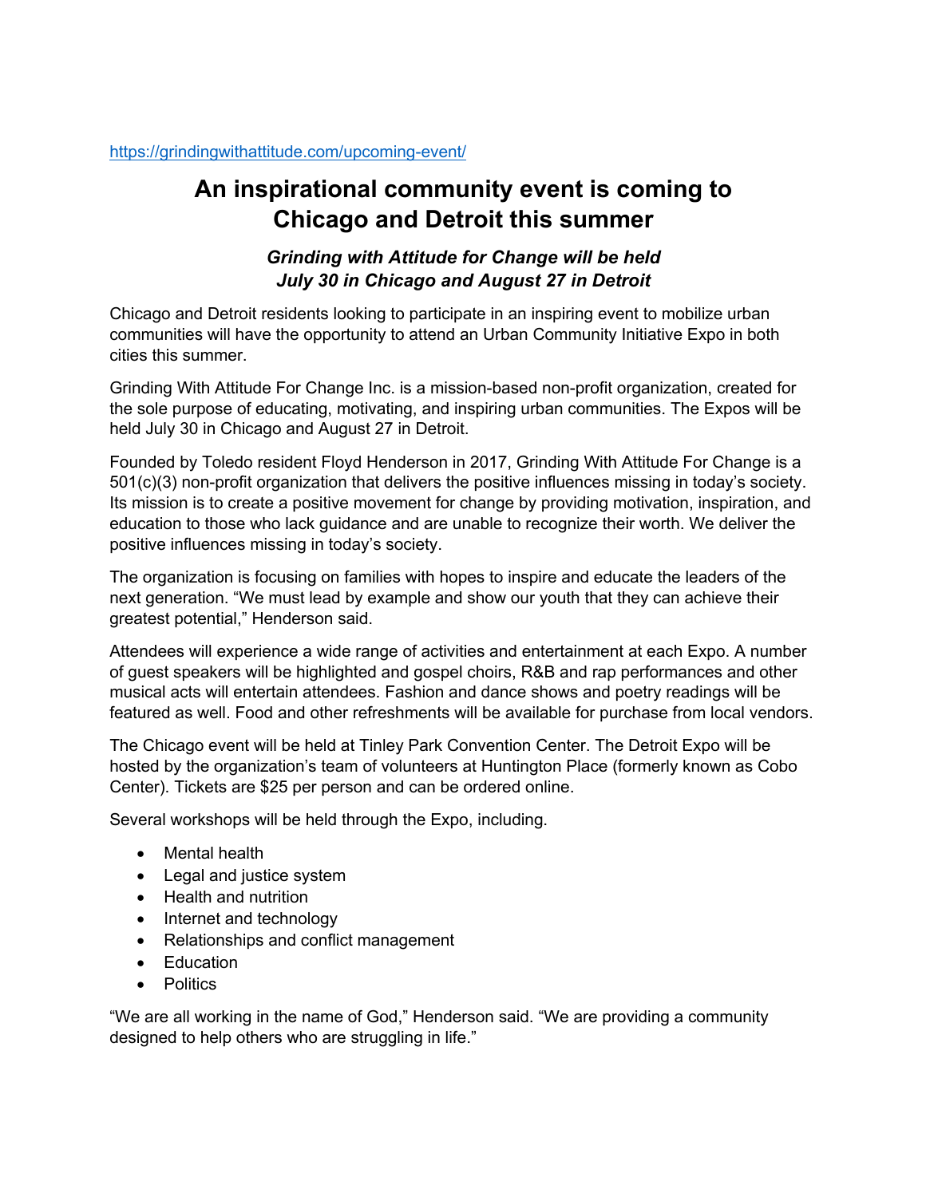https://grindingwithattitude.com/upcoming-event/

# An inspirational community event is coming to Chicago and Detroit this summer

### *Grinding with Attitude for Change will be held July 30 in Chicago and August 27 in Detroit*

Chicago and Detroit residents looking to participate in an inspiring event to mobilize urban communities will have the opportunity to attend an Urban Community Initiative Expo in both cities this summer.

Grinding With Attitude For Change Inc. is a mission-based non-profit organization, created for the sole purpose of educating, motivating, and inspiring urban communities. The Expos will be held July 30 in Chicago and August 27 in Detroit.

Founded by Toledo resident Floyd Henderson in 2017, Grinding With Attitude For Change is a 501(c)(3) non-profit organization that delivers the positive influences missing in today's society. Its mission is to create a positive movement for change by providing motivation, inspiration, and education to those who lack guidance and are unable to recognize their worth. We deliver the positive influences missing in today's society.

The organization is focusing on families with hopes to inspire and educate the leaders of the next generation. "We must lead by example and show our youth that they can achieve their greatest potential," Henderson said.

Attendees will experience a wide range of activities and entertainment at each Expo. A number of guest speakers will be highlighted and gospel choirs, R&B and rap performances and other musical acts will entertain attendees. Fashion and dance shows and poetry readings will be featured as well. Food and other refreshments will be available for purchase from local vendors.

The Chicago event will be held at Tinley Park Convention Center. The Detroit Expo will be hosted by the organization's team of volunteers at Huntington Place (formerly known as Cobo Center). Tickets are $25 per person and can be ordered online.

Several workshops will be held through the Expo, including.

- Mental health
- Legal and justice system
- Health and nutrition
- Internet and technology
- Relationships and conflict management
- Education
- Politics

"We are all working in the name of God," Henderson said. "We are providing a community designed to help others who are struggling in life."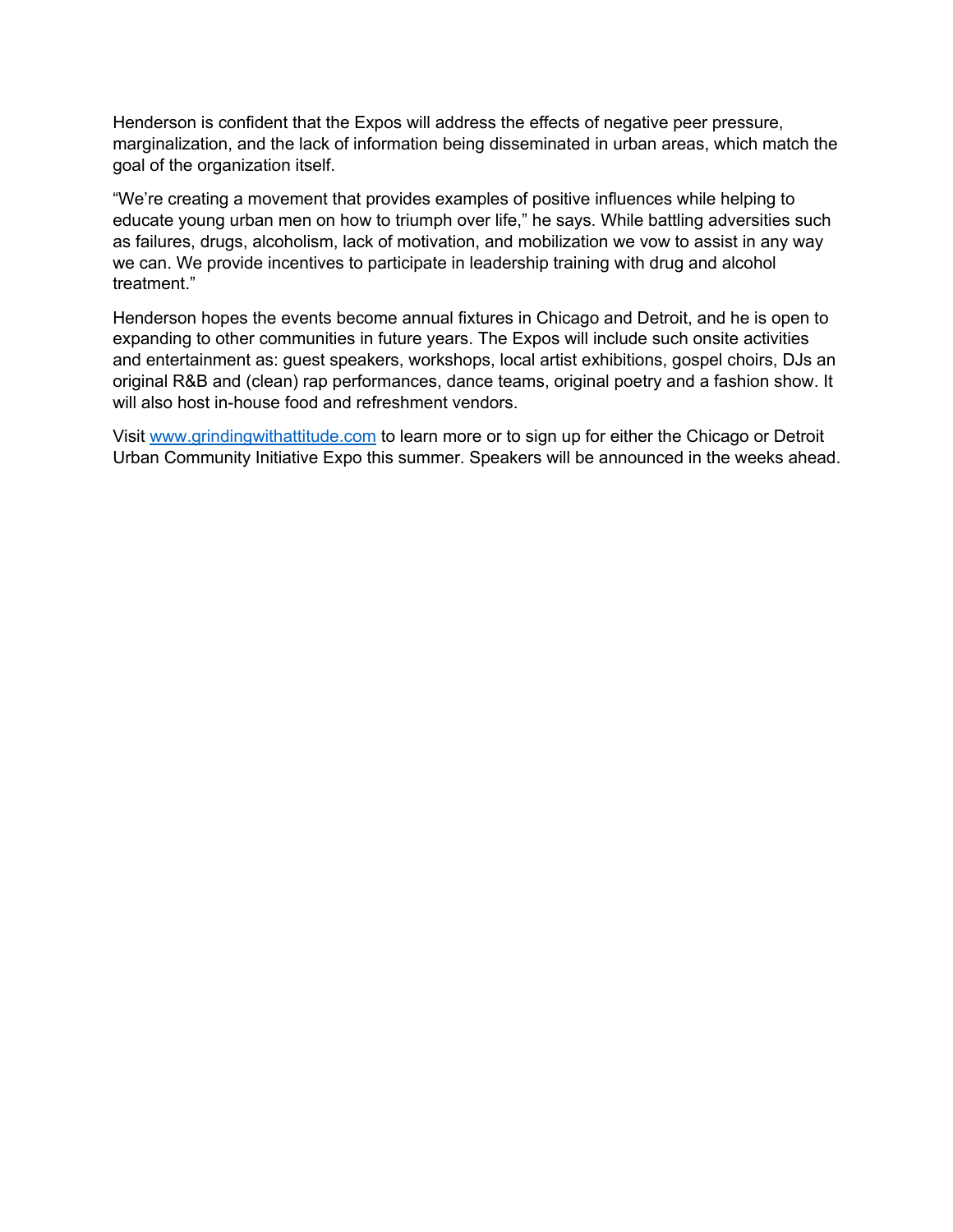Henderson is confident that the Expos will address the effects of negative peer pressure, marginalization, and the lack of information being disseminated in urban areas, which match the goal of the organization itself.

"We're creating a movement that provides examples of positive influences while helping to educate young urban men on how to triumph over life," he says. While battling adversities such as failures, drugs, alcoholism, lack of motivation, and mobilization we vow to assist in any way we can. We provide incentives to participate in leadership training with drug and alcohol treatment."

Henderson hopes the events become annual fixtures in Chicago and Detroit, and he is open to expanding to other communities in future years. The Expos will include such onsite activities and entertainment as: guest speakers, workshops, local artist exhibitions, gospel choirs, DJs an original R&B and (clean) rap performances, dance teams, original poetry and a fashion show. It will also host in-house food and refreshment vendors.

Visit [www.grindingwithattitude.com](http://www.grindingwithattitude.com) to learn more or to sign up for either the Chicago or Detroit Urban Community Initiative Expo this summer. Speakers will be announced in the weeks ahead.